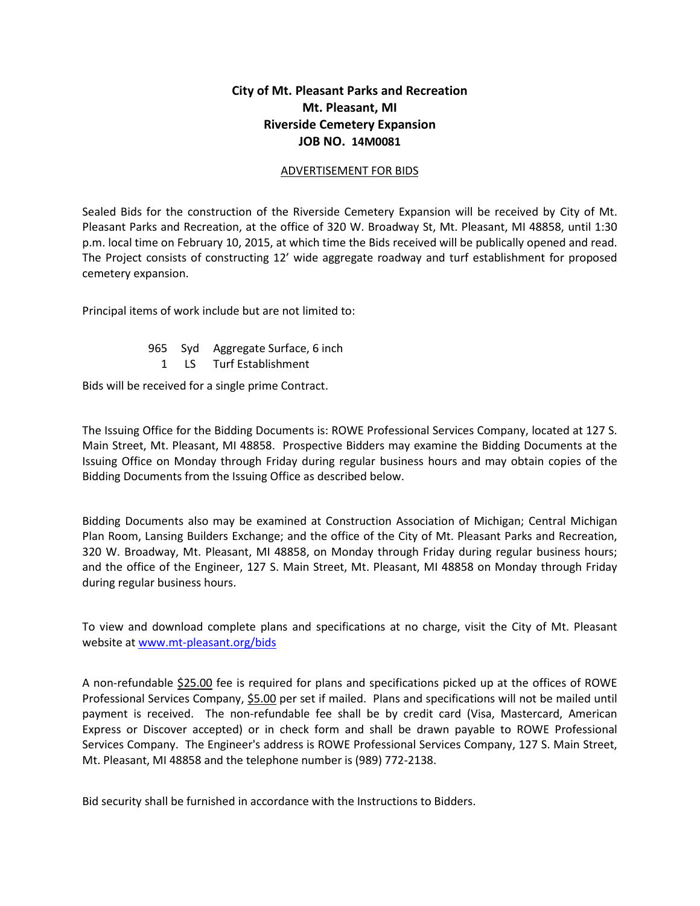# City of Mt. Pleasant Parks and Recreation
# Mt. Pleasant, MI
# Riverside Cemetery Expansion
# JOB NO. 14M0081

ADVERTISEMENT FOR BIDS

Sealed Bids for the construction of the Riverside Cemetery Expansion will be received by City of Mt. Pleasant Parks and Recreation, at the office of 320 W. Broadway St, Mt. Pleasant, MI 48858, until 1:30 p.m. local time on February 10, 2015, at which time the Bids received will be publically opened and read. The Project consists of constructing 12' wide aggregate roadway and turf establishment for proposed cemetery expansion.

Principal items of work include but are not limited to:

| | | |
|---|---|---|
| 965 | Syd | Aggregate Surface, 6 inch |
| 1 | LS | Turf Establishment |

Bids will be received for a single prime Contract.

The Issuing Office for the Bidding Documents is: ROWE Professional Services Company, located at 127 S. Main Street, Mt. Pleasant, MI 48858. Prospective Bidders may examine the Bidding Documents at the Issuing Office on Monday through Friday during regular business hours and may obtain copies of the Bidding Documents from the Issuing Office as described below.

Bidding Documents also may be examined at Construction Association of Michigan; Central Michigan Plan Room, Lansing Builders Exchange; and the office of the City of Mt. Pleasant Parks and Recreation, 320 W. Broadway, Mt. Pleasant, MI 48858, on Monday through Friday during regular business hours; and the office of the Engineer, 127 S. Main Street, Mt. Pleasant, MI 48858 on Monday through Friday during regular business hours.

To view and download complete plans and specifications at no charge, visit the City of Mt. Pleasant website at www.mt-pleasant.org/bids

A non-refundable $25.00 fee is required for plans and specifications picked up at the offices of ROWE Professional Services Company, $5.00 per set if mailed. Plans and specifications will not be mailed until payment is received. The non-refundable fee shall be by credit card (Visa, Mastercard, American Express or Discover accepted) or in check form and shall be drawn payable to ROWE Professional Services Company. The Engineer's address is ROWE Professional Services Company, 127 S. Main Street, Mt. Pleasant, MI 48858 and the telephone number is (989) 772-2138.

Bid security shall be furnished in accordance with the Instructions to Bidders.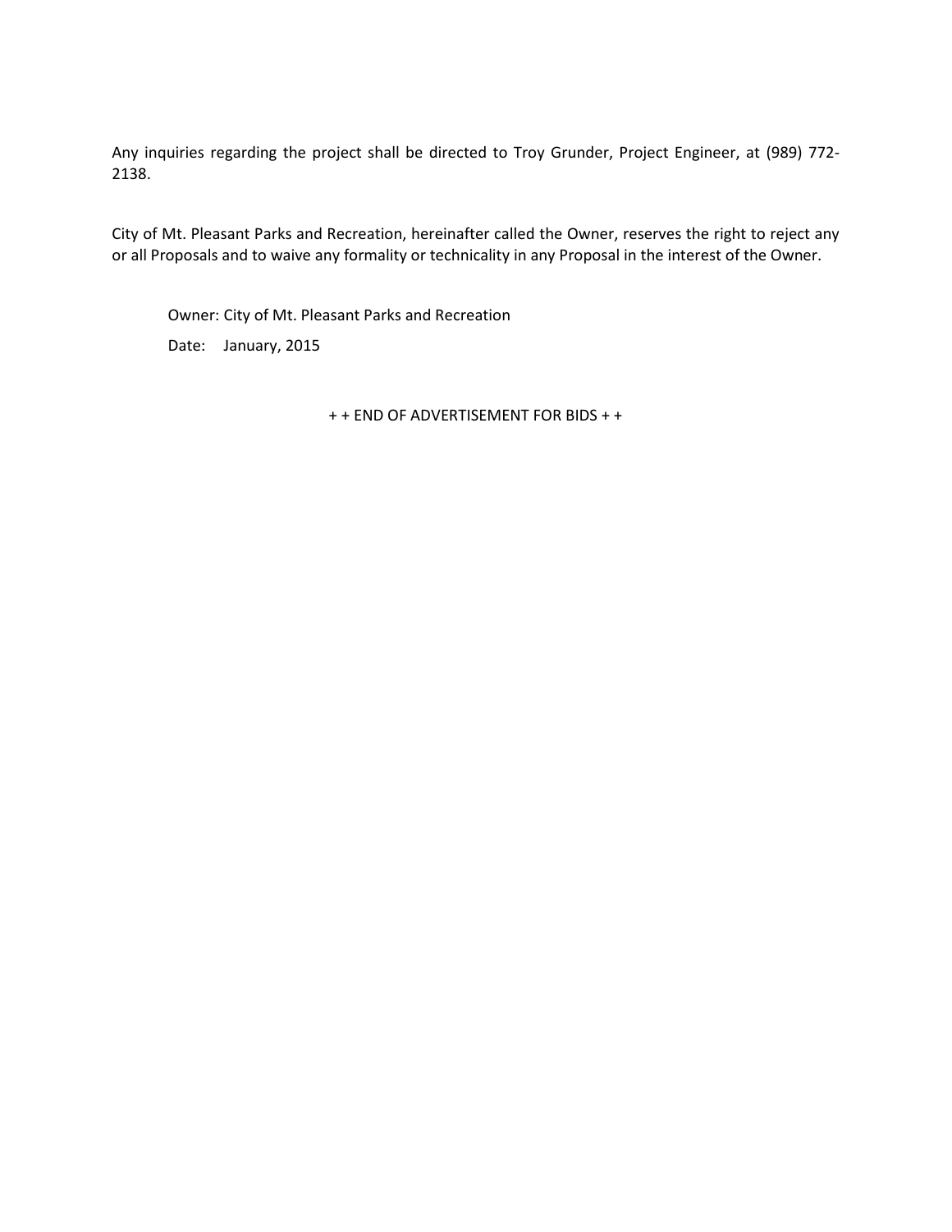Any inquiries regarding the project shall be directed to Troy Grunder, Project Engineer, at (989) 772-2138.

City of Mt. Pleasant Parks and Recreation, hereinafter called the Owner, reserves the right to reject any or all Proposals and to waive any formality or technicality in any Proposal in the interest of the Owner.

Owner: City of Mt. Pleasant Parks and Recreation

Date: January, 2015

+ + END OF ADVERTISEMENT FOR BIDS + +